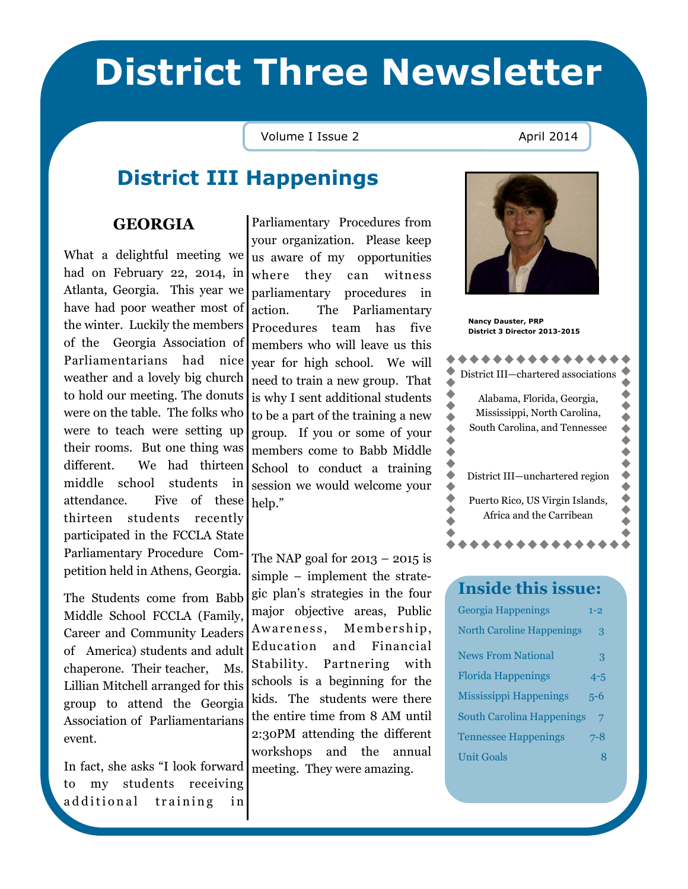# District Three Newsletter

Volume I Issue 2 April 2014

## District III Happenings

### GEORGIA

What a delightful meeting we had on February 22, 2014, in Atlanta, Georgia. This year we have had poor weather most of the winter. Luckily the members of the Georgia Association of Parliamentarians had nice weather and a lovely big church to hold our meeting. The donuts were on the table. The folks who were to teach were setting up their rooms. But one thing was different. We had thirteen middle school students in attendance. Five of these thirteen students recently participated in the FCCLA State Parliamentary Procedure Competition held in Athens, Georgia.

The Students come from Babb Middle School FCCLA (Family, Career and Community Leaders of America) students and adult chaperone. Their teacher, Ms. Lillian Mitchell arranged for this group to attend the Georgia Association of Parliamentarians event.

In fact, she asks "I look forward to my students receiving additional training in Parliamentary Procedures from your organization. Please keep us aware of my opportunities where they can witness parliamentary procedures in action. The Parliamentary Procedures team has five members who will leave us this year for high school. We will need to train a new group. That is why I sent additional students to be a part of the training a new group. If you or some of your members come to Babb Middle School to conduct a training session we would welcome your help."

The NAP goal for 2013 – 2015 is simple – implement the strategic plan's strategies in the four major objective areas, Public Awareness, Membership, Education and Financial Stability. Partnering with schools is a beginning for the kids. The students were there the entire time from 8 AM until 2:30PM attending the different workshops and the annual meeting. They were amazing.

**Nancy Dauster, PRP**
**District 3 Director 2013-2015**

District III—chartered associations

Alabama, Florida, Georgia, Mississippi, North Carolina, South Carolina, and Tennessee

District III—unchartered region

Puerto Rico, US Virgin Islands, Africa and the Carribean

### Inside this issue:

| | |
|---|---|
| Georgia Happenings | 1-2 |
| North Caroline Happenings | 3 |
| News From National | 3 |
| Florida Happenings | 4-5 |
| Mississippi Happenings | 5-6 |
| South Carolina Happenings | 7 |
| Tennessee Happenings | 7-8 |
| Unit Goals | 8 |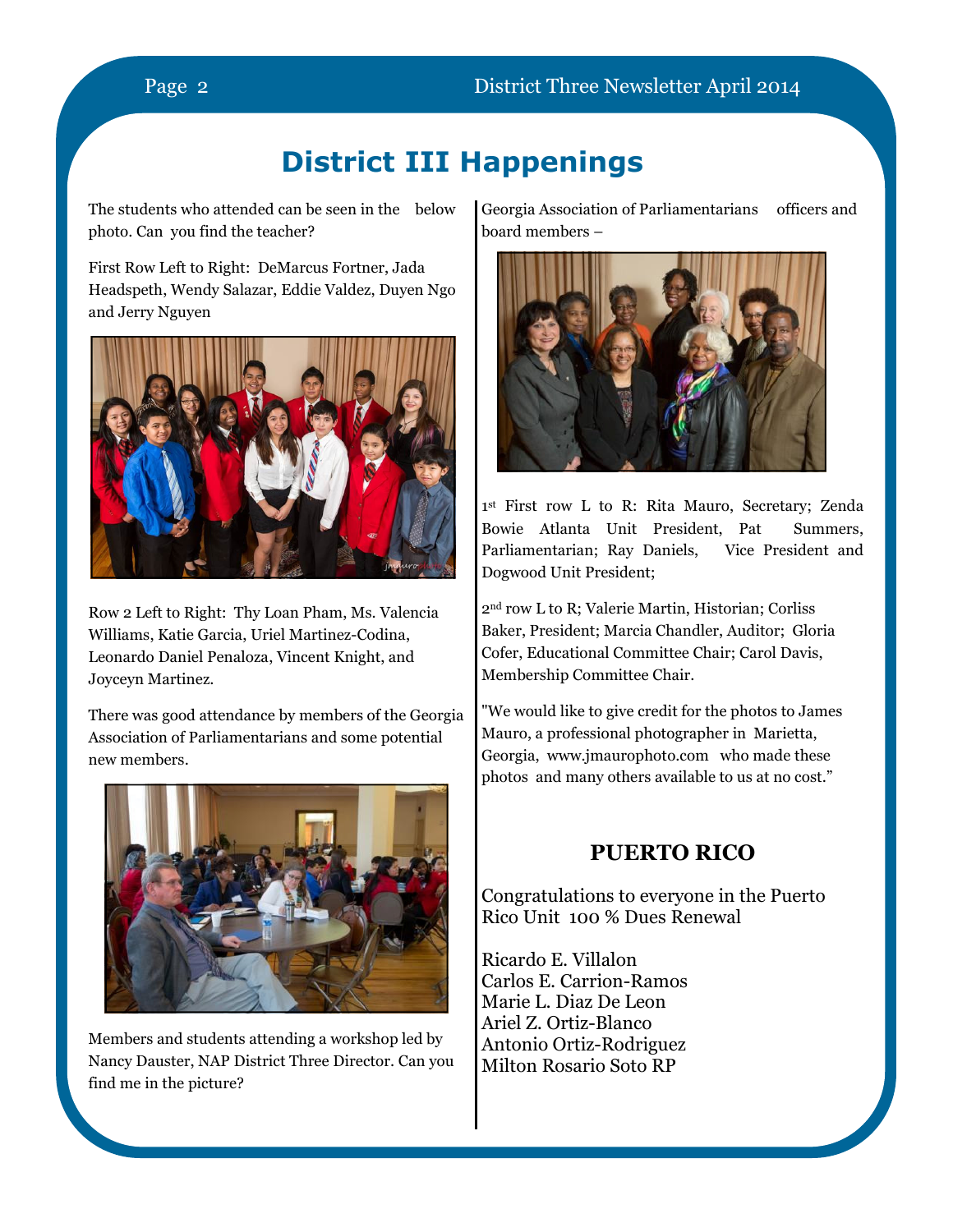# District III Happenings

The students who attended can be seen in the below photo. Can you find the teacher?

First Row Left to Right: DeMarcus Fortner, Jada Headspeth, Wendy Salazar, Eddie Valdez, Duyen Ngo and Jerry Nguyen

Row 2 Left to Right: Thy Loan Pham, Ms. Valencia Williams, Katie Garcia, Uriel Martinez-Codina, Leonardo Daniel Penaloza, Vincent Knight, and Joyceyn Martinez.

There was good attendance by members of the Georgia Association of Parliamentarians and some potential new members.

Members and students attending a workshop led by Nancy Dauster, NAP District Three Director. Can you find me in the picture?

Georgia Association of Parliamentarians officers and board members –

1st First row L to R: Rita Mauro, Secretary; Zenda Bowie Atlanta Unit President, Pat Summers, Parliamentarian; Ray Daniels, Vice President and Dogwood Unit President;

2nd row L to R; Valerie Martin, Historian; Corliss Baker, President; Marcia Chandler, Auditor; Gloria Cofer, Educational Committee Chair; Carol Davis, Membership Committee Chair.

"We would like to give credit for the photos to James Mauro, a professional photographer in Marietta, Georgia, www.jmaurophoto.com who made these photos and many others available to us at no cost."

## PUERTO RICO

Congratulations to everyone in the Puerto Rico Unit 100 % Dues Renewal

Ricardo E. Villalon
Carlos E. Carrion-Ramos
Marie L. Diaz De Leon
Ariel Z. Ortiz-Blanco
Antonio Ortiz-Rodriguez
Milton Rosario Soto RP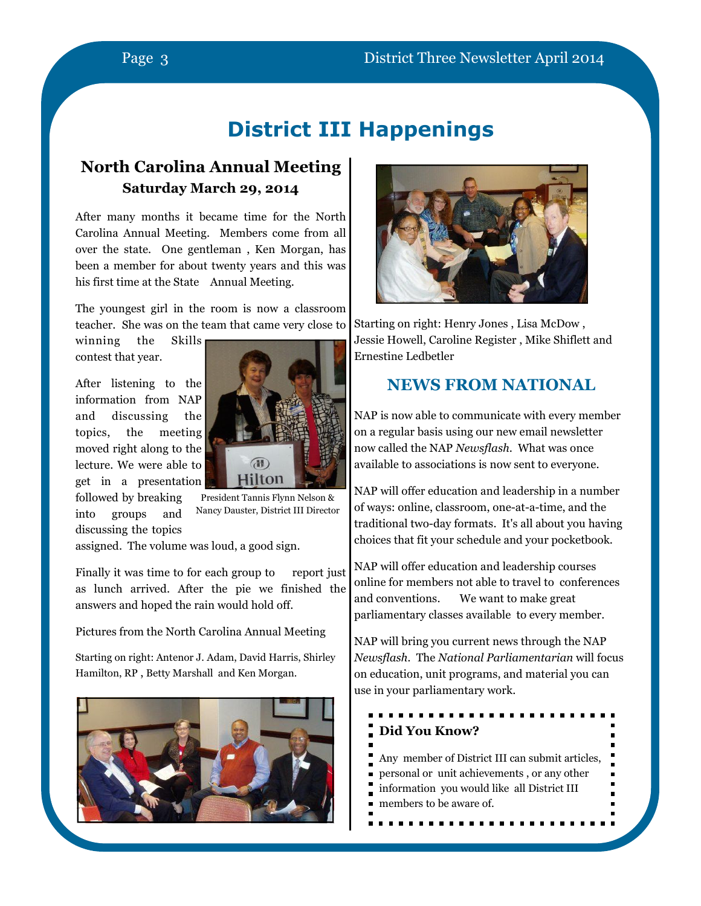# District III Happenings

## North Carolina Annual Meeting

### Saturday March 29, 2014

After many months it became time for the North Carolina Annual Meeting. Members come from all over the state. One gentleman , Ken Morgan, has been a member for about twenty years and this was his first time at the State Annual Meeting.

The youngest girl in the room is now a classroom teacher. She was on the team that came very close to winning the Skills contest that year.

After listening to the information from NAP and discussing the topics, the meeting moved right along to the lecture. We were able to get in a presentation followed by breaking into groups and discussing the topics assigned. The volume was loud, a good sign.

President Tannis Flynn Nelson & Nancy Dauster, District III Director

Finally it was time to for each group to report just as lunch arrived. After the pie we finished the answers and hoped the rain would hold off.

Pictures from the North Carolina Annual Meeting

Starting on right: Antenor J. Adam, David Harris, Shirley Hamilton, RP , Betty Marshall and Ken Morgan.

Starting on right: Henry Jones , Lisa McDow , Jessie Howell, Caroline Register , Mike Shiflett and Ernestine Ledbetler

## NEWS FROM NATIONAL

NAP is now able to communicate with every member on a regular basis using our new email newsletter now called the NAP *Newsflash.* What was once available to associations is now sent to everyone.

NAP will offer education and leadership in a number of ways: online, classroom, one-at-a-time, and the traditional two-day formats. It's all about you having choices that fit your schedule and your pocketbook.

NAP will offer education and leadership courses online for members not able to travel to conferences and conventions. We want to make great parliamentary classes available to every member.

NAP will bring you current news through the NAP *Newsflash.* The *National Parliamentarian* will focus on education, unit programs, and material you can use in your parliamentary work.

**Did You Know?**

Any member of District III can submit articles, personal or unit achievements , or any other information you would like all District III members to be aware of.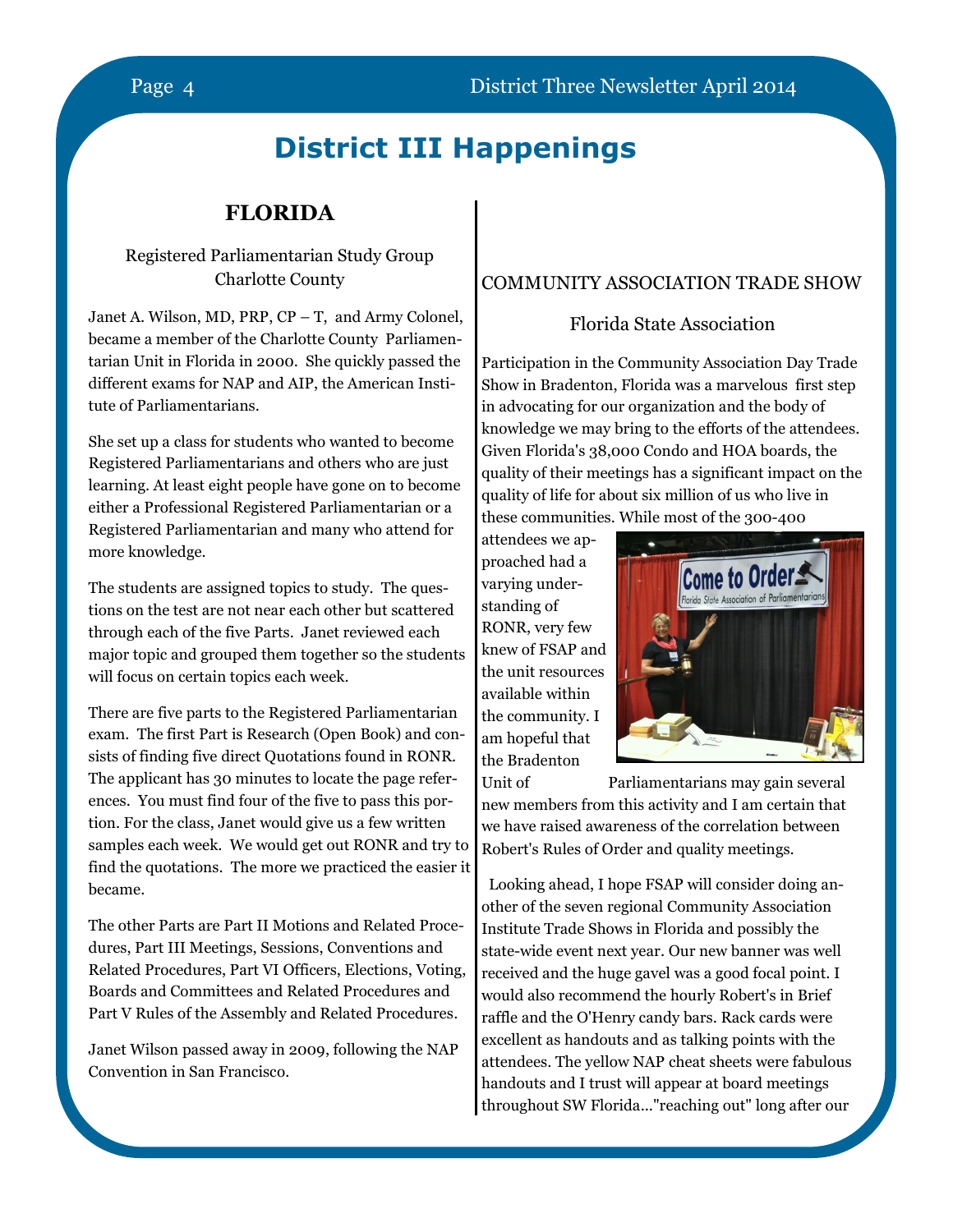# District III Happenings

## FLORIDA

Registered Parliamentarian Study Group
Charlotte County

Janet A. Wilson, MD, PRP, CP – T, and Army Colonel, became a member of the Charlotte County Parliamentarian Unit in Florida in 2000. She quickly passed the different exams for NAP and AIP, the American Institute of Parliamentarians.

She set up a class for students who wanted to become Registered Parliamentarians and others who are just learning. At least eight people have gone on to become either a Professional Registered Parliamentarian or a Registered Parliamentarian and many who attend for more knowledge.

The students are assigned topics to study. The questions on the test are not near each other but scattered through each of the five Parts. Janet reviewed each major topic and grouped them together so the students will focus on certain topics each week.

There are five parts to the Registered Parliamentarian exam. The first Part is Research (Open Book) and consists of finding five direct Quotations found in RONR. The applicant has 30 minutes to locate the page references. You must find four of the five to pass this portion. For the class, Janet would give us a few written samples each week. We would get out RONR and try to find the quotations. The more we practiced the easier it became.

The other Parts are Part II Motions and Related Procedures, Part III Meetings, Sessions, Conventions and Related Procedures, Part VI Officers, Elections, Voting, Boards and Committees and Related Procedures and Part V Rules of the Assembly and Related Procedures.

Janet Wilson passed away in 2009, following the NAP Convention in San Francisco.

### COMMUNITY ASSOCIATION TRADE SHOW

Florida State Association

Participation in the Community Association Day Trade Show in Bradenton, Florida was a marvelous first step in advocating for our organization and the body of knowledge we may bring to the efforts of the attendees. Given Florida's 38,000 Condo and HOA boards, the quality of their meetings has a significant impact on the quality of life for about six million of us who live in these communities. While most of the 300-400 attendees we approached had a varying understanding of RONR, very few knew of FSAP and the unit resources available within the community. I am hopeful that the Bradenton Unit of Parliamentarians may gain several new members from this activity and I am certain that we have raised awareness of the correlation between Robert's Rules of Order and quality meetings.

Looking ahead, I hope FSAP will consider doing another of the seven regional Community Association Institute Trade Shows in Florida and possibly the state-wide event next year. Our new banner was well received and the huge gavel was a good focal point. I would also recommend the hourly Robert's in Brief raffle and the O'Henry candy bars. Rack cards were excellent as handouts and as talking points with the attendees. The yellow NAP cheat sheets were fabulous handouts and I trust will appear at board meetings throughout SW Florida..."reaching out" long after our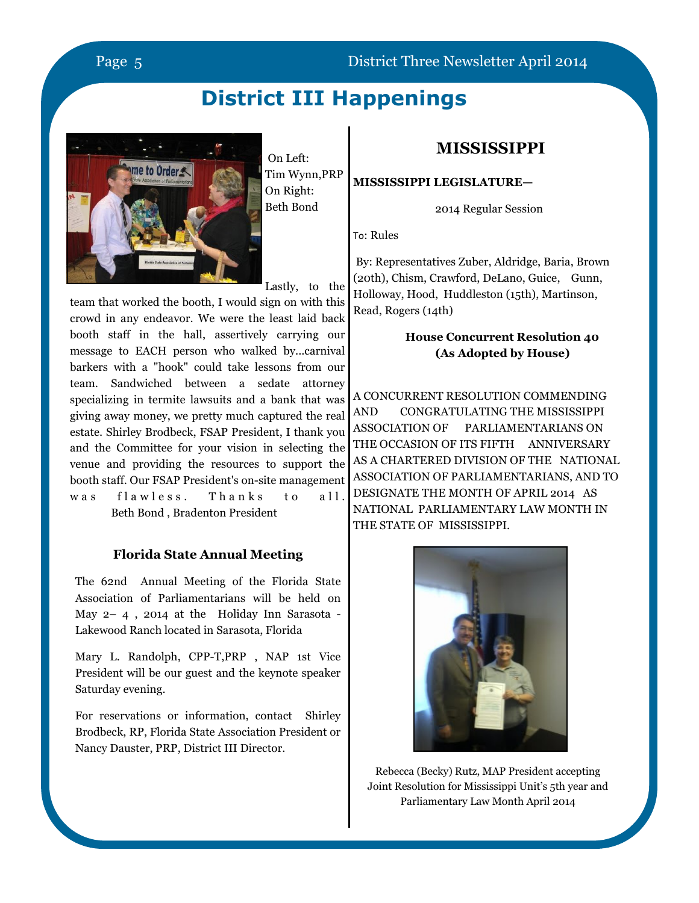# District III Happenings

On Left: Tim Wynn,PRP On Right: Beth Bond

Lastly, to the team that worked the booth, I would sign on with this crowd in any endeavor. We were the least laid back booth staff in the hall, assertively carrying our message to EACH person who walked by...carnival barkers with a "hook" could take lessons from our team. Sandwiched between a sedate attorney specializing in termite lawsuits and a bank that was giving away money, we pretty much captured the real estate. Shirley Brodbeck, FSAP President, I thank you and the Committee for your vision in selecting the venue and providing the resources to support the booth staff. Our FSAP President's on-site management was flawless. Thanks to all.

Beth Bond , Bradenton President

### Florida State Annual Meeting

The 62nd Annual Meeting of the Florida State Association of Parliamentarians will be held on May 2– 4 , 2014 at the Holiday Inn Sarasota - Lakewood Ranch located in Sarasota, Florida

Mary L. Randolph, CPP-T,PRP , NAP 1st Vice President will be our guest and the keynote speaker Saturday evening.

For reservations or information, contact Shirley Brodbeck, RP, Florida State Association President or Nancy Dauster, PRP, District III Director.

## MISSISSIPPI

**MISSISSIPPI LEGISLATURE—**

2014 Regular Session

To: Rules

By: Representatives Zuber, Aldridge, Baria, Brown (20th), Chism, Crawford, DeLano, Guice, Gunn, Holloway, Hood, Huddleston (15th), Martinson, Read, Rogers (14th)

**House Concurrent Resolution 40**
**(As Adopted by House)**

A CONCURRENT RESOLUTION COMMENDING AND CONGRATULATING THE MISSISSIPPI ASSOCIATION OF PARLIAMENTARIANS ON THE OCCASION OF ITS FIFTH ANNIVERSARY AS A CHARTERED DIVISION OF THE NATIONAL ASSOCIATION OF PARLIAMENTARIANS, AND TO DESIGNATE THE MONTH OF APRIL 2014 AS NATIONAL PARLIAMENTARY LAW MONTH IN THE STATE OF MISSISSIPPI.

Rebecca (Becky) Rutz, MAP President accepting Joint Resolution for Mississippi Unit's 5th year and Parliamentary Law Month April 2014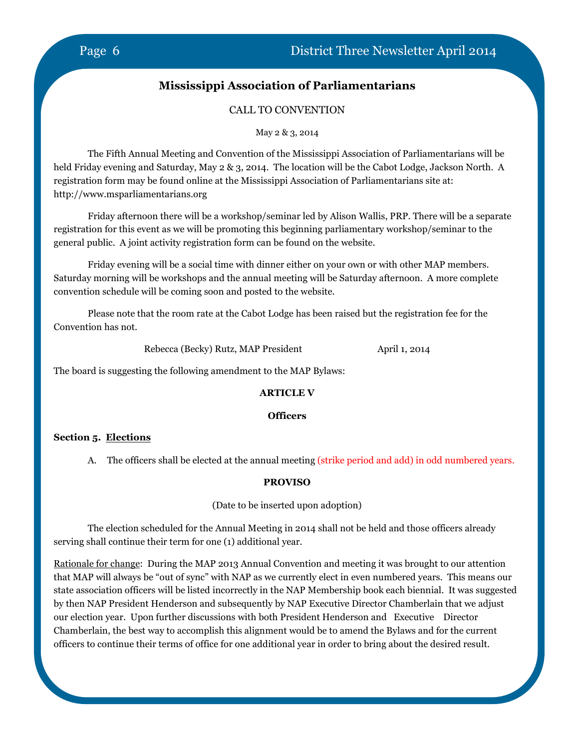## Mississippi Association of Parliamentarians

CALL TO CONVENTION

May 2 & 3, 2014

The Fifth Annual Meeting and Convention of the Mississippi Association of Parliamentarians will be held Friday evening and Saturday, May 2 & 3, 2014. The location will be the Cabot Lodge, Jackson North. A registration form may be found online at the Mississippi Association of Parliamentarians site at: http://www.msparliamentarians.org

Friday afternoon there will be a workshop/seminar led by Alison Wallis, PRP. There will be a separate registration for this event as we will be promoting this beginning parliamentary workshop/seminar to the general public. A joint activity registration form can be found on the website.

Friday evening will be a social time with dinner either on your own or with other MAP members. Saturday morning will be workshops and the annual meeting will be Saturday afternoon. A more complete convention schedule will be coming soon and posted to the website.

Please note that the room rate at the Cabot Lodge has been raised but the registration fee for the Convention has not.

Rebecca (Becky) Rutz, MAP President April 1, 2014

The board is suggesting the following amendment to the MAP Bylaws:

**ARTICLE V**

**Officers**

**Section 5. Elections**

A. The officers shall be elected at the annual meeting (strike period and add) in odd numbered years.

**PROVISO**

(Date to be inserted upon adoption)

The election scheduled for the Annual Meeting in 2014 shall not be held and those officers already serving shall continue their term for one (1) additional year.

Rationale for change: During the MAP 2013 Annual Convention and meeting it was brought to our attention that MAP will always be "out of sync" with NAP as we currently elect in even numbered years. This means our state association officers will be listed incorrectly in the NAP Membership book each biennial. It was suggested by then NAP President Henderson and subsequently by NAP Executive Director Chamberlain that we adjust our election year. Upon further discussions with both President Henderson and Executive Director Chamberlain, the best way to accomplish this alignment would be to amend the Bylaws and for the current officers to continue their terms of office for one additional year in order to bring about the desired result.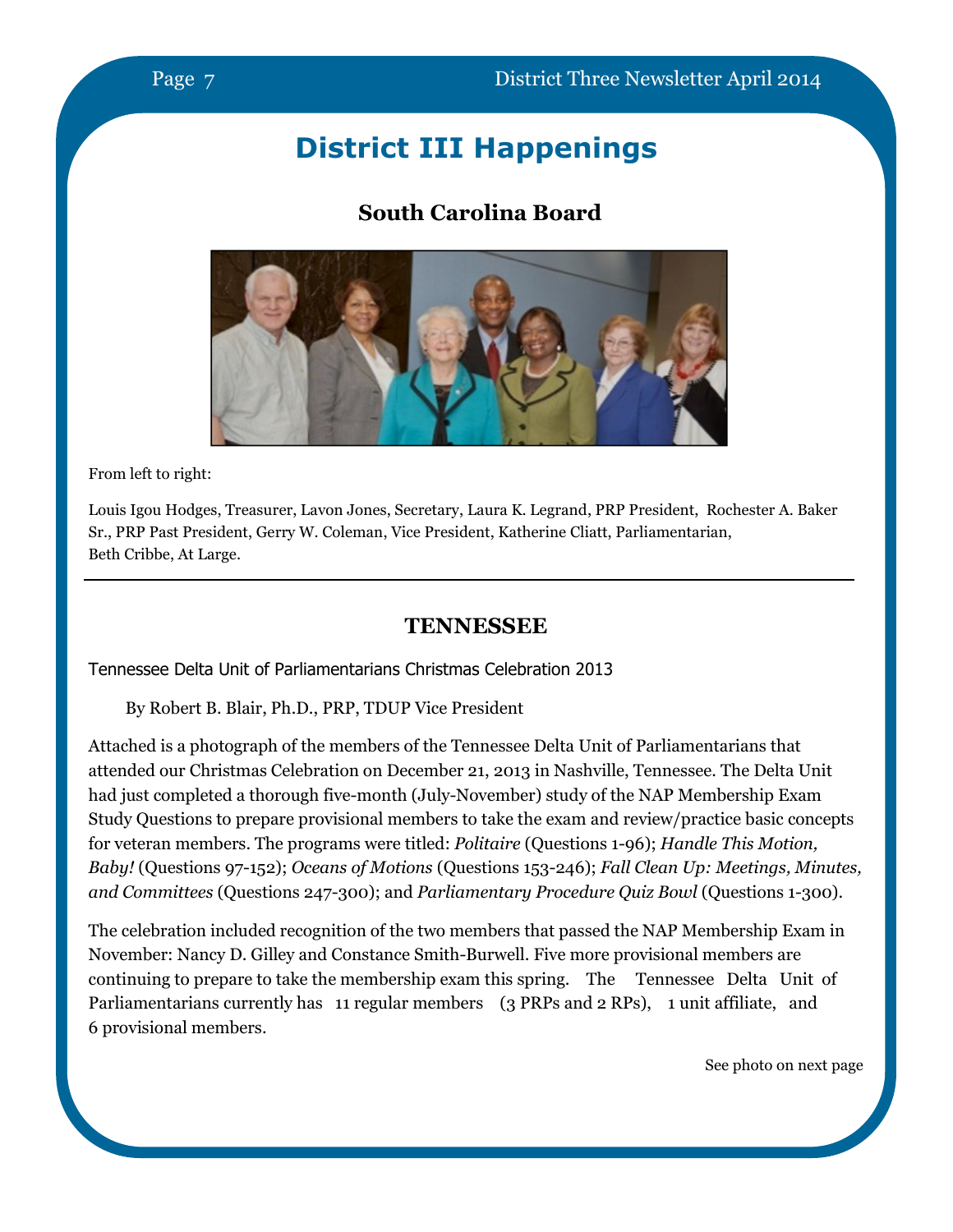# District III Happenings

## South Carolina Board

From left to right:

Louis Igou Hodges, Treasurer, Lavon Jones, Secretary, Laura K. Legrand, PRP President, Rochester A. Baker Sr., PRP Past President, Gerry W. Coleman, Vice President, Katherine Cliatt, Parliamentarian, Beth Cribbe, At Large.

---

## TENNESSEE

Tennessee Delta Unit of Parliamentarians Christmas Celebration 2013

By Robert B. Blair, Ph.D., PRP, TDUP Vice President

Attached is a photograph of the members of the Tennessee Delta Unit of Parliamentarians that attended our Christmas Celebration on December 21, 2013 in Nashville, Tennessee. The Delta Unit had just completed a thorough five-month (July-November) study of the NAP Membership Exam Study Questions to prepare provisional members to take the exam and review/practice basic concepts for veteran members. The programs were titled: *Politaire* (Questions 1-96); *Handle This Motion, Baby!* (Questions 97-152); *Oceans of Motions* (Questions 153-246); *Fall Clean Up: Meetings, Minutes, and Committees* (Questions 247-300); and *Parliamentary Procedure Quiz Bowl* (Questions 1-300).

The celebration included recognition of the two members that passed the NAP Membership Exam in November: Nancy D. Gilley and Constance Smith-Burwell. Five more provisional members are continuing to prepare to take the membership exam this spring. The Tennessee Delta Unit of Parliamentarians currently has 11 regular members (3 PRPs and 2 RPs), 1 unit affiliate, and 6 provisional members.

See photo on next page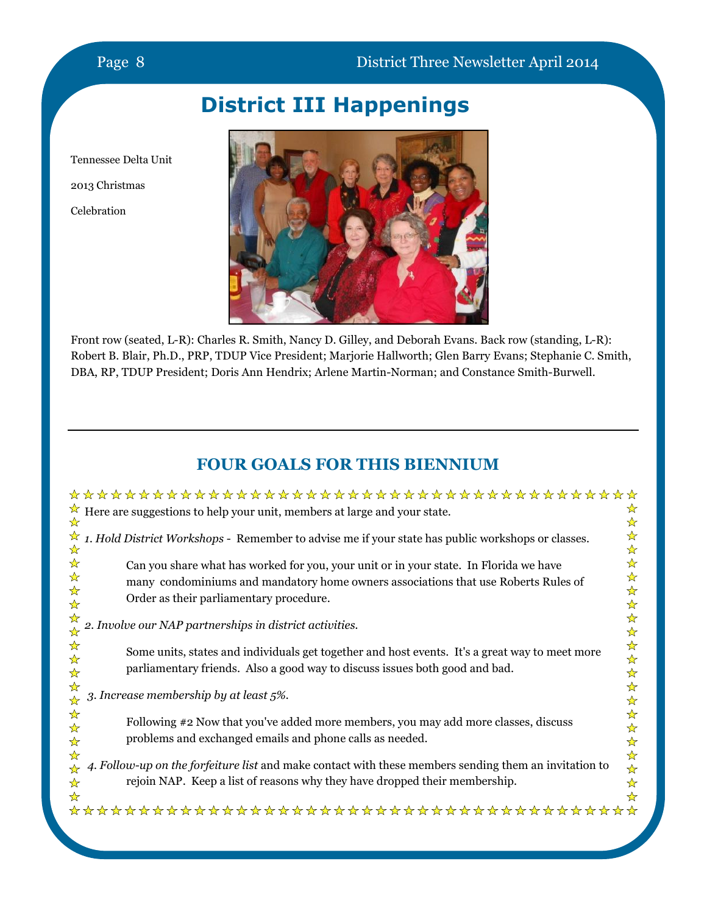# District III Happenings

Tennessee Delta Unit

2013 Christmas

Celebration

Front row (seated, L-R): Charles R. Smith, Nancy D. Gilley, and Deborah Evans. Back row (standing, L-R): Robert B. Blair, Ph.D., PRP, TDUP Vice President; Marjorie Hallworth; Glen Barry Evans; Stephanie C. Smith, DBA, RP, TDUP President; Doris Ann Hendrix; Arlene Martin-Norman; and Constance Smith-Burwell.

---

## FOUR GOALS FOR THIS BIENNIUM

Here are suggestions to help your unit, members at large and your state.

*1. Hold District Workshops* - Remember to advise me if your state has public workshops or classes.

Can you share what has worked for you, your unit or in your state. In Florida we have many condominiums and mandatory home owners associations that use Roberts Rules of Order as their parliamentary procedure.

*2. Involve our NAP partnerships in district activities.*

Some units, states and individuals get together and host events. It's a great way to meet more parliamentary friends. Also a good way to discuss issues both good and bad.

*3. Increase membership by at least 5%.*

Following #2 Now that you've added more members, you may add more classes, discuss problems and exchanged emails and phone calls as needed.

*4. Follow-up on the forfeiture list* and make contact with these members sending them an invitation to rejoin NAP. Keep a list of reasons why they have dropped their membership.